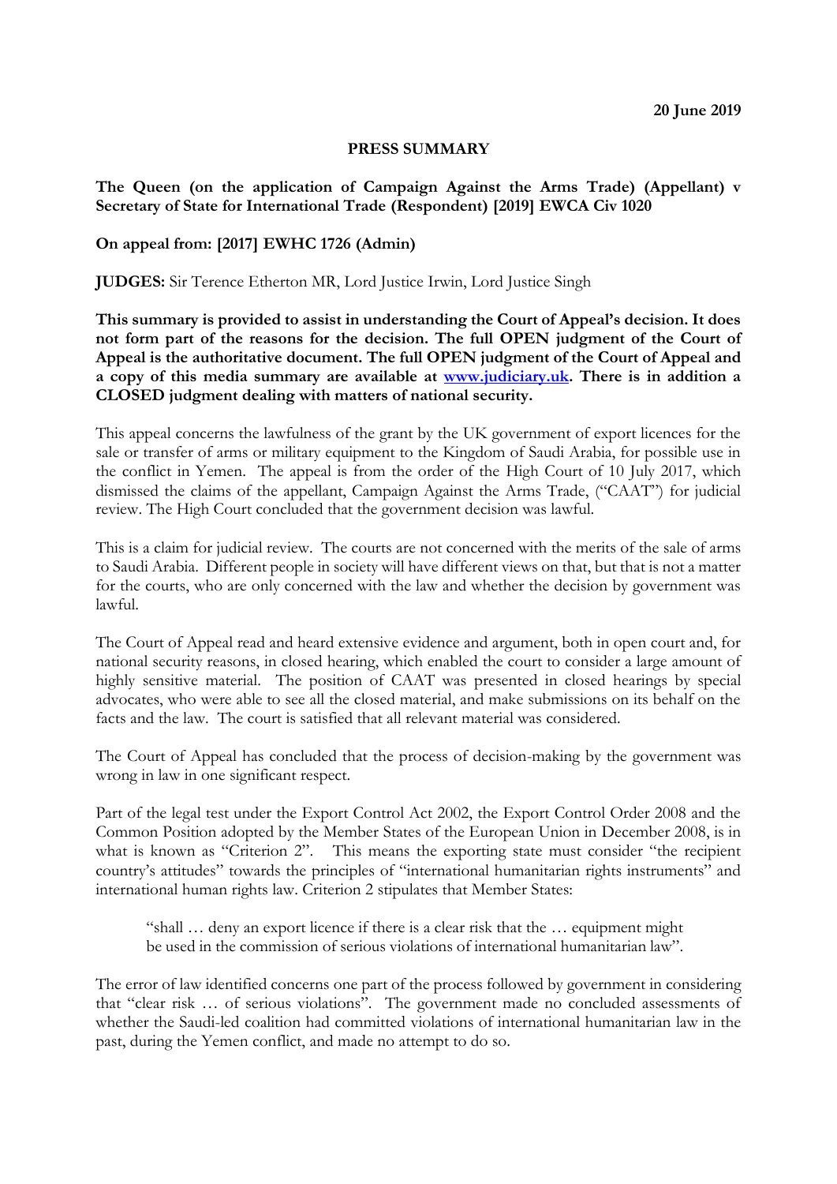**20 June 2019**

**PRESS SUMMARY**

**The Queen (on the application of Campaign Against the Arms Trade) (Appellant) v Secretary of State for International Trade (Respondent) [2019] EWCA Civ 1020**

**On appeal from: [2017] EWHC 1726 (Admin)**

**JUDGES:** Sir Terence Etherton MR, Lord Justice Irwin, Lord Justice Singh

**This summary is provided to assist in understanding the Court of Appeal's decision. It does not form part of the reasons for the decision. The full OPEN judgment of the Court of Appeal is the authoritative document. The full OPEN judgment of the Court of Appeal and a copy of this media summary are available at [www.judiciary.uk](http://www.judiciary.uk). There is in addition a CLOSED judgment dealing with matters of national security.**

This appeal concerns the lawfulness of the grant by the UK government of export licences for the sale or transfer of arms or military equipment to the Kingdom of Saudi Arabia, for possible use in the conflict in Yemen. The appeal is from the order of the High Court of 10 July 2017, which dismissed the claims of the appellant, Campaign Against the Arms Trade, ("CAAT") for judicial review. The High Court concluded that the government decision was lawful.

This is a claim for judicial review. The courts are not concerned with the merits of the sale of arms to Saudi Arabia. Different people in society will have different views on that, but that is not a matter for the courts, who are only concerned with the law and whether the decision by government was lawful.

The Court of Appeal read and heard extensive evidence and argument, both in open court and, for national security reasons, in closed hearing, which enabled the court to consider a large amount of highly sensitive material. The position of CAAT was presented in closed hearings by special advocates, who were able to see all the closed material, and make submissions on its behalf on the facts and the law. The court is satisfied that all relevant material was considered.

The Court of Appeal has concluded that the process of decision-making by the government was wrong in law in one significant respect.

Part of the legal test under the Export Control Act 2002, the Export Control Order 2008 and the Common Position adopted by the Member States of the European Union in December 2008, is in what is known as "Criterion 2". This means the exporting state must consider "the recipient country's attitudes" towards the principles of "international humanitarian rights instruments" and international human rights law. Criterion 2 stipulates that Member States:

> "shall … deny an export licence if there is a clear risk that the … equipment might be used in the commission of serious violations of international humanitarian law".

The error of law identified concerns one part of the process followed by government in considering that "clear risk … of serious violations". The government made no concluded assessments of whether the Saudi-led coalition had committed violations of international humanitarian law in the past, during the Yemen conflict, and made no attempt to do so.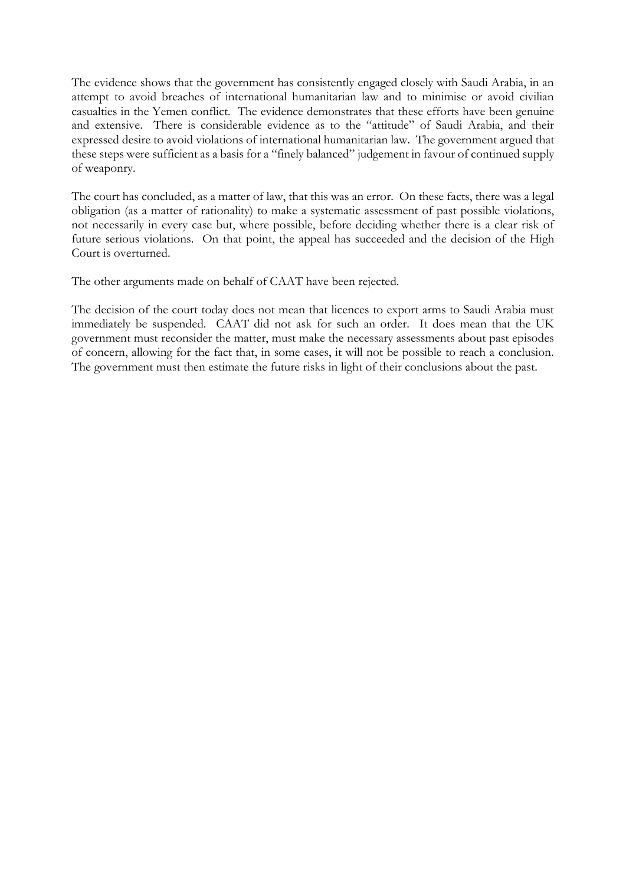The evidence shows that the government has consistently engaged closely with Saudi Arabia, in an attempt to avoid breaches of international humanitarian law and to minimise or avoid civilian casualties in the Yemen conflict. The evidence demonstrates that these efforts have been genuine and extensive. There is considerable evidence as to the "attitude" of Saudi Arabia, and their expressed desire to avoid violations of international humanitarian law. The government argued that these steps were sufficient as a basis for a "finely balanced" judgement in favour of continued supply of weaponry.

The court has concluded, as a matter of law, that this was an error. On these facts, there was a legal obligation (as a matter of rationality) to make a systematic assessment of past possible violations, not necessarily in every case but, where possible, before deciding whether there is a clear risk of future serious violations. On that point, the appeal has succeeded and the decision of the High Court is overturned.

The other arguments made on behalf of CAAT have been rejected.

The decision of the court today does not mean that licences to export arms to Saudi Arabia must immediately be suspended. CAAT did not ask for such an order. It does mean that the UK government must reconsider the matter, must make the necessary assessments about past episodes of concern, allowing for the fact that, in some cases, it will not be possible to reach a conclusion. The government must then estimate the future risks in light of their conclusions about the past.